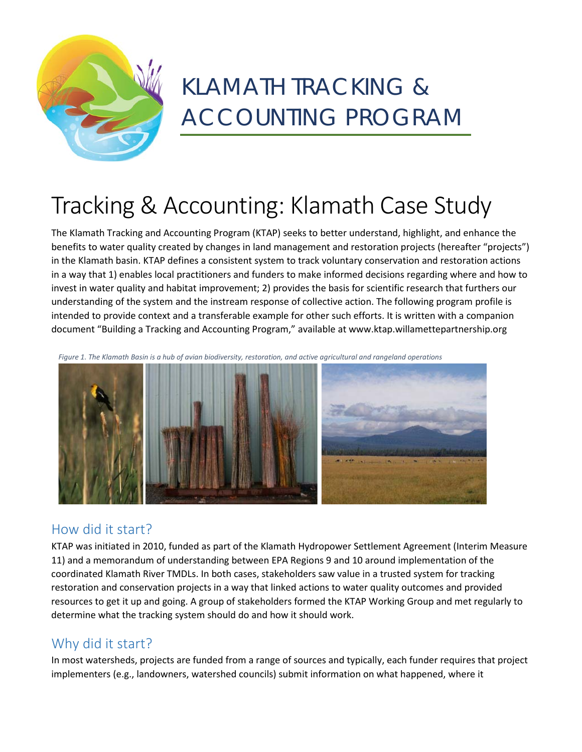# KLAMATH TRACKING & ACCOUNTING PROGRAM

# Tracking & Accounting: Klamath Case Study

The Klamath Tracking and Accounting Program (KTAP) seeks to better understand, highlight, and enhance the benefits to water quality created by changes in land management and restoration projects (hereafter "projects") in the Klamath basin. KTAP defines a consistent system to track voluntary conservation and restoration actions in a way that 1) enables local practitioners and funders to make informed decisions regarding where and how to invest in water quality and habitat improvement; 2) provides the basis for scientific research that furthers our understanding of the system and the instream response of collective action. The following program profile is intended to provide context and a transferable example for other such efforts. It is written with a companion document "Building a Tracking and Accounting Program," available at www.ktap.willamettepartnership.org

*Figure 1. The Klamath Basin is a hub of avian biodiversity, restoration, and active agricultural and rangeland operations*

## How did it start?

KTAP was initiated in 2010, funded as part of the Klamath Hydropower Settlement Agreement (Interim Measure 11) and a memorandum of understanding between EPA Regions 9 and 10 around implementation of the coordinated Klamath River TMDLs. In both cases, stakeholders saw value in a trusted system for tracking restoration and conservation projects in a way that linked actions to water quality outcomes and provided resources to get it up and going. A group of stakeholders formed the KTAP Working Group and met regularly to determine what the tracking system should do and how it should work.

## Why did it start?

In most watersheds, projects are funded from a range of sources and typically, each funder requires that project implementers (e.g., landowners, watershed councils) submit information on what happened, where it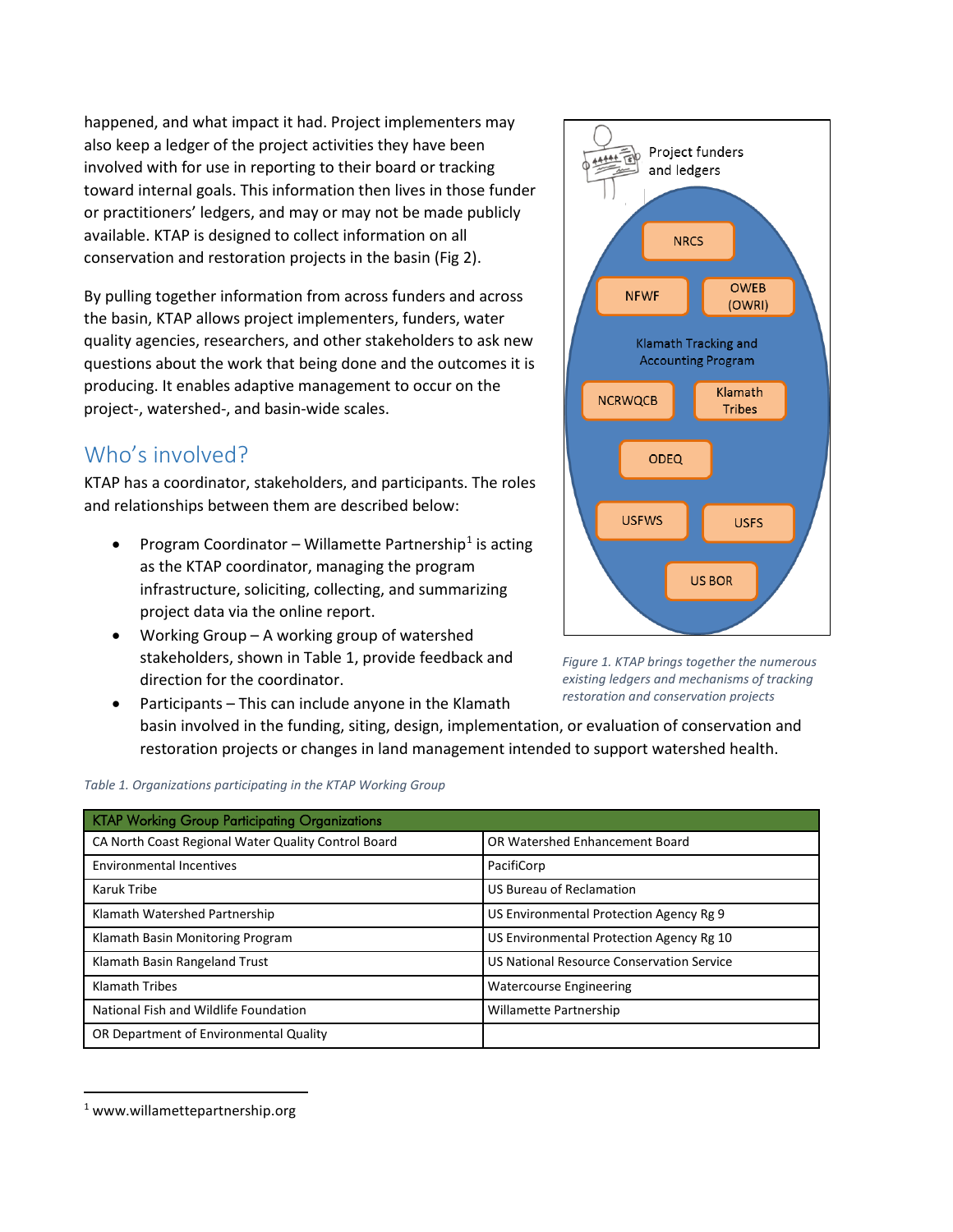happened, and what impact it had. Project implementers may also keep a ledger of the project activities they have been involved with for use in reporting to their board or tracking toward internal goals. This information then lives in those funder or practitioners' ledgers, and may or may not be made publicly available. KTAP is designed to collect information on all conservation and restoration projects in the basin (Fig 2).

By pulling together information from across funders and across the basin, KTAP allows project implementers, funders, water quality agencies, researchers, and other stakeholders to ask new questions about the work that being done and the outcomes it is producing. It enables adaptive management to occur on the project-, watershed-, and basin-wide scales.

Project funders and ledgers

NRCS

NFWF

OWEB (OWRI)

Klamath Tracking and Accounting Program

NCRWQCB

Klamath Tribes

ODEQ

USFWS

USFS

US BOR

*Figure 1. KTAP brings together the numerous existing ledgers and mechanisms of tracking restoration and conservation projects*

## Who's involved?

KTAP has a coordinator, stakeholders, and participants. The roles and relationships between them are described below:

- Program Coordinator – Willamette Partnership[1] is acting as the KTAP coordinator, managing the program infrastructure, soliciting, collecting, and summarizing project data via the online report.
- Working Group – A working group of watershed stakeholders, shown in Table 1, provide feedback and direction for the coordinator.
- Participants – This can include anyone in the Klamath basin involved in the funding, siting, design, implementation, or evaluation of conservation and restoration projects or changes in land management intended to support watershed health.

*Table 1. Organizations participating in the KTAP Working Group*

| KTAP Working Group Participating Organizations | |
|---|---|
| CA North Coast Regional Water Quality Control Board | OR Watershed Enhancement Board |
| Environmental Incentives | PacifiCorp |
| Karuk Tribe | US Bureau of Reclamation |
| Klamath Watershed Partnership | US Environmental Protection Agency Rg 9 |
| Klamath Basin Monitoring Program | US Environmental Protection Agency Rg 10 |
| Klamath Basin Rangeland Trust | US National Resource Conservation Service |
| Klamath Tribes | Watercourse Engineering |
| National Fish and Wildlife Foundation | Willamette Partnership |
| OR Department of Environmental Quality | |

[1] www.willamettepartnership.org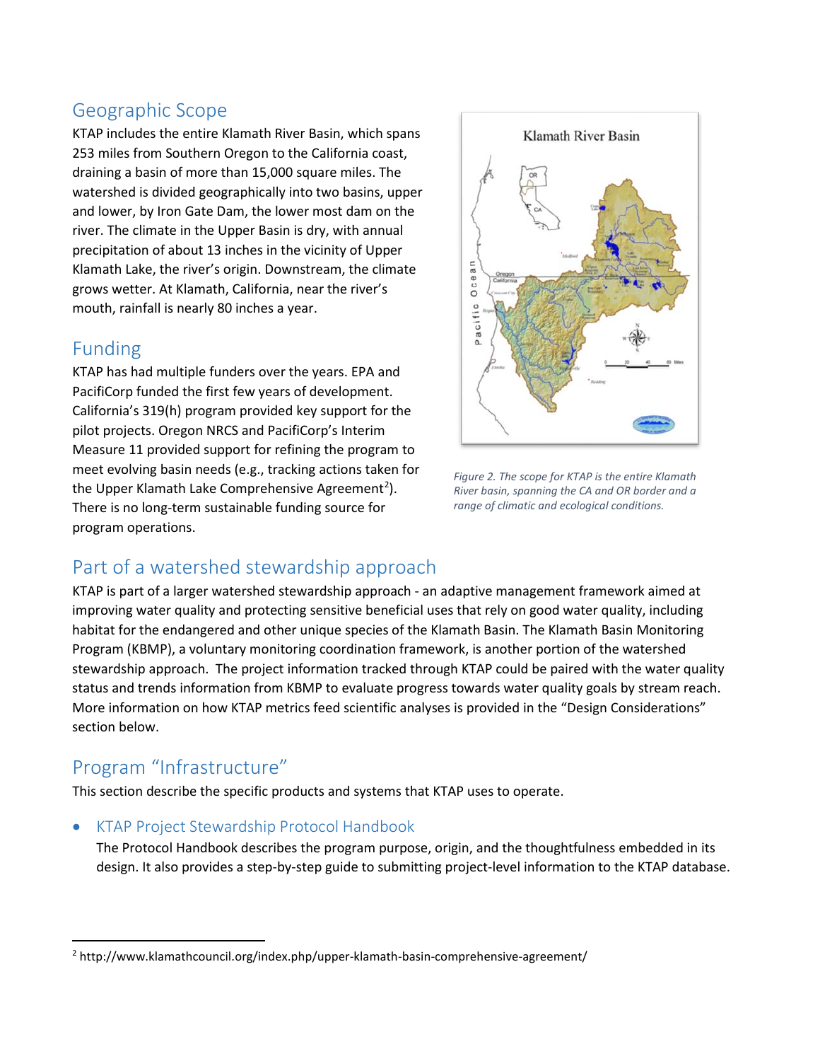## Geographic Scope

KTAP includes the entire Klamath River Basin, which spans 253 miles from Southern Oregon to the California coast, draining a basin of more than 15,000 square miles. The watershed is divided geographically into two basins, upper and lower, by Iron Gate Dam, the lower most dam on the river. The climate in the Upper Basin is dry, with annual precipitation of about 13 inches in the vicinity of Upper Klamath Lake, the river's origin. Downstream, the climate grows wetter. At Klamath, California, near the river's mouth, rainfall is nearly 80 inches a year.

*Figure 2. The scope for KTAP is the entire Klamath River basin, spanning the CA and OR border and a range of climatic and ecological conditions.*

## Funding

KTAP has had multiple funders over the years. EPA and PacifiCorp funded the first few years of development. California's 319(h) program provided key support for the pilot projects. Oregon NRCS and PacifiCorp's Interim Measure 11 provided support for refining the program to meet evolving basin needs (e.g., tracking actions taken for the Upper Klamath Lake Comprehensive Agreement[2]). There is no long-term sustainable funding source for program operations.

## Part of a watershed stewardship approach

KTAP is part of a larger watershed stewardship approach - an adaptive management framework aimed at improving water quality and protecting sensitive beneficial uses that rely on good water quality, including habitat for the endangered and other unique species of the Klamath Basin. The Klamath Basin Monitoring Program (KBMP), a voluntary monitoring coordination framework, is another portion of the watershed stewardship approach. The project information tracked through KTAP could be paired with the water quality status and trends information from KBMP to evaluate progress towards water quality goals by stream reach. More information on how KTAP metrics feed scientific analyses is provided in the "Design Considerations" section below.

## Program "Infrastructure"

This section describe the specific products and systems that KTAP uses to operate.

- ### KTAP Project Stewardship Protocol Handbook

  The Protocol Handbook describes the program purpose, origin, and the thoughtfulness embedded in its design. It also provides a step-by-step guide to submitting project-level information to the KTAP database.

---

[2] http://www.klamathcouncil.org/index.php/upper-klamath-basin-comprehensive-agreement/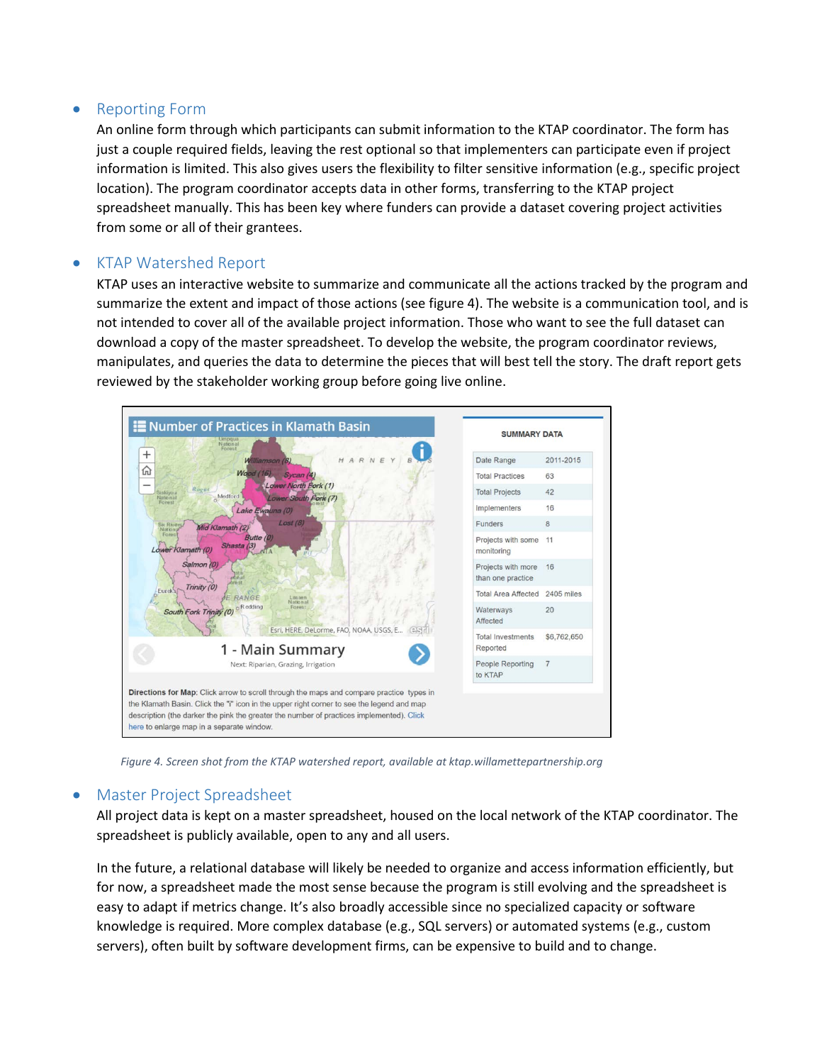- ## Reporting Form

  An online form through which participants can submit information to the KTAP coordinator. The form has just a couple required fields, leaving the rest optional so that implementers can participate even if project information is limited. This also gives users the flexibility to filter sensitive information (e.g., specific project location). The program coordinator accepts data in other forms, transferring to the KTAP project spreadsheet manually. This has been key where funders can provide a dataset covering project activities from some or all of their grantees.

- ## KTAP Watershed Report

  KTAP uses an interactive website to summarize and communicate all the actions tracked by the program and summarize the extent and impact of those actions (see figure 4). The website is a communication tool, and is not intended to cover all of the available project information. Those who want to see the full dataset can download a copy of the master spreadsheet. To develop the website, the program coordinator reviews, manipulates, and queries the data to determine the pieces that will best tell the story. The draft report gets reviewed by the stakeholder working group before going live online.

*Figure 4. Screen shot from the KTAP watershed report, available at ktap.willamettepartnership.org*

- ## Master Project Spreadsheet

  All project data is kept on a master spreadsheet, housed on the local network of the KTAP coordinator. The spreadsheet is publicly available, open to any and all users.

  In the future, a relational database will likely be needed to organize and access information efficiently, but for now, a spreadsheet made the most sense because the program is still evolving and the spreadsheet is easy to adapt if metrics change. It's also broadly accessible since no specialized capacity or software knowledge is required. More complex database (e.g., SQL servers) or automated systems (e.g., custom servers), often built by software development firms, can be expensive to build and to change.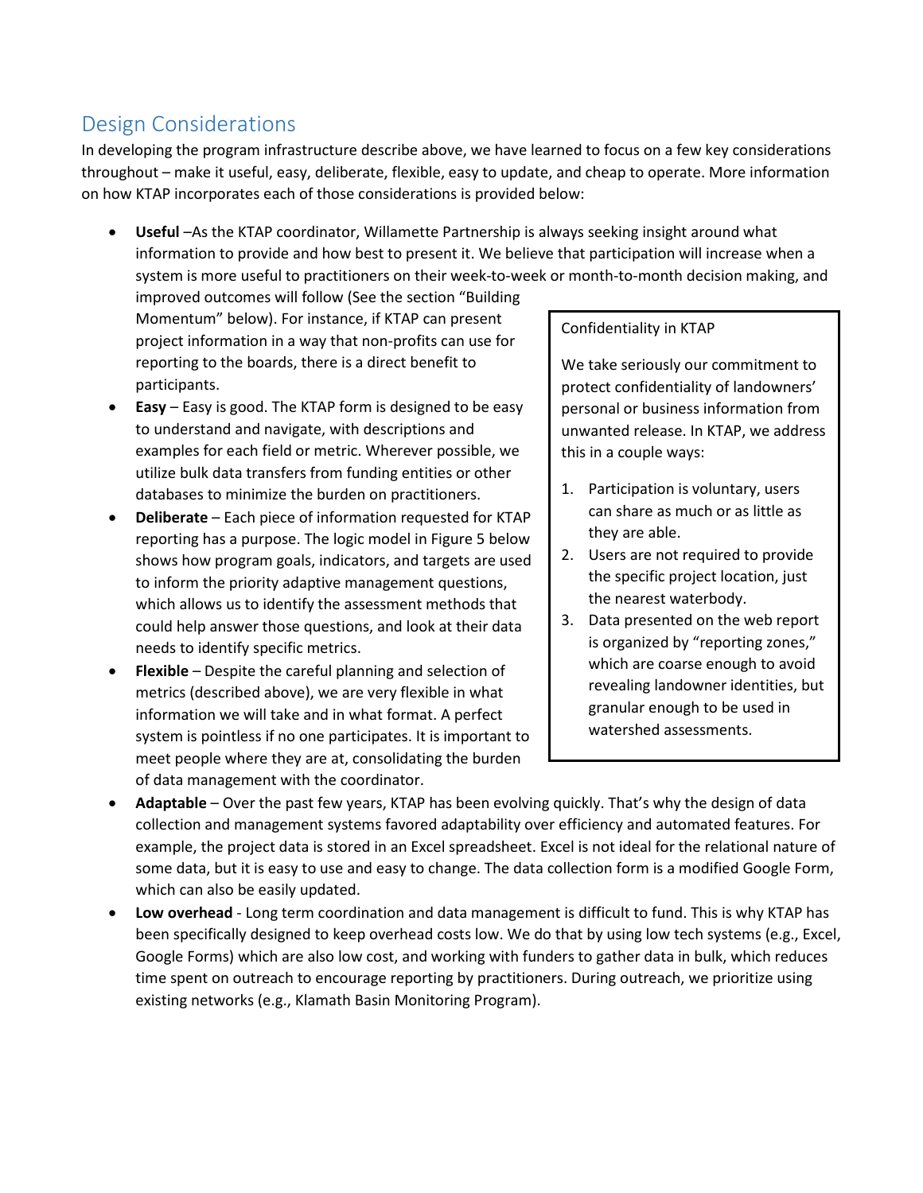## Design Considerations

In developing the program infrastructure describe above, we have learned to focus on a few key considerations throughout – make it useful, easy, deliberate, flexible, easy to update, and cheap to operate. More information on how KTAP incorporates each of those considerations is provided below:

- **Useful** –As the KTAP coordinator, Willamette Partnership is always seeking insight around what information to provide and how best to present it. We believe that participation will increase when a system is more useful to practitioners on their week-to-week or month-to-month decision making, and improved outcomes will follow (See the section "Building Momentum" below). For instance, if KTAP can present project information in a way that non-profits can use for reporting to the boards, there is a direct benefit to participants.
- **Easy** – Easy is good. The KTAP form is designed to be easy to understand and navigate, with descriptions and examples for each field or metric. Wherever possible, we utilize bulk data transfers from funding entities or other databases to minimize the burden on practitioners.
- **Deliberate** – Each piece of information requested for KTAP reporting has a purpose. The logic model in Figure 5 below shows how program goals, indicators, and targets are used to inform the priority adaptive management questions, which allows us to identify the assessment methods that could help answer those questions, and look at their data needs to identify specific metrics.
- **Flexible** – Despite the careful planning and selection of metrics (described above), we are very flexible in what information we will take and in what format. A perfect system is pointless if no one participates. It is important to meet people where they are at, consolidating the burden of data management with the coordinator.
- **Adaptable** – Over the past few years, KTAP has been evolving quickly. That's why the design of data collection and management systems favored adaptability over efficiency and automated features. For example, the project data is stored in an Excel spreadsheet. Excel is not ideal for the relational nature of some data, but it is easy to use and easy to change. The data collection form is a modified Google Form, which can also be easily updated.
- **Low overhead** - Long term coordination and data management is difficult to fund. This is why KTAP has been specifically designed to keep overhead costs low. We do that by using low tech systems (e.g., Excel, Google Forms) which are also low cost, and working with funders to gather data in bulk, which reduces time spent on outreach to encourage reporting by practitioners. During outreach, we prioritize using existing networks (e.g., Klamath Basin Monitoring Program).

> Confidentiality in KTAP
>
> We take seriously our commitment to protect confidentiality of landowners' personal or business information from unwanted release. In KTAP, we address this in a couple ways:
>
> 1. Participation is voluntary, users can share as much or as little as they are able.
> 2. Users are not required to provide the specific project location, just the nearest waterbody.
> 3. Data presented on the web report is organized by "reporting zones," which are coarse enough to avoid revealing landowner identities, but granular enough to be used in watershed assessments.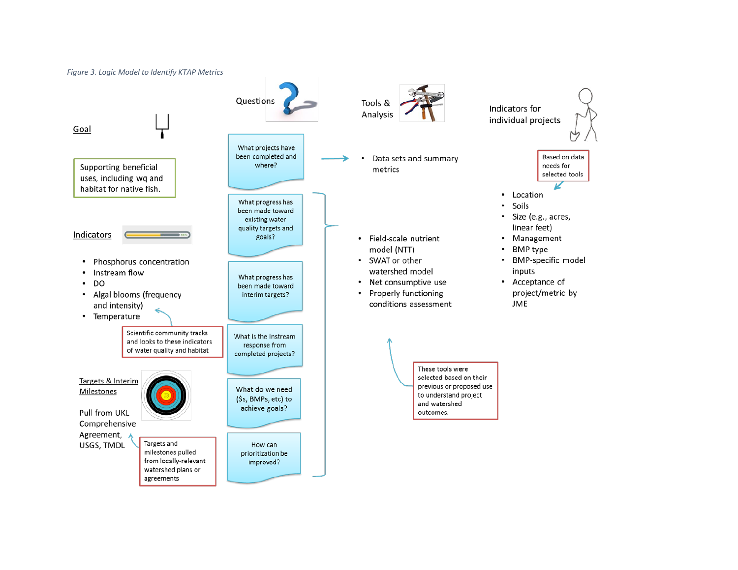*Figure 3. Logic Model to Identify KTAP Metrics*

## Goal

Supporting beneficial uses, including wq and habitat for native fish.

## Indicators

- Phosphorus concentration
- Instream flow
- DO
- Algal blooms (frequency and intensity)
- Temperature

Scientific community tracks and looks to these indicators of water quality and habitat

## Targets & Interim Milestones

Pull from UKL Comprehensive Agreement, USGS, TMDL

Targets and milestones pulled from locally-relevant watershed plans or agreements

## Questions

- What projects have been completed and where?
- What progress has been made toward existing water quality targets and goals?
- What progress has been made toward interim targets?
- What is the instream response from completed projects?
- What do we need ($s, BMPs, etc) to achieve goals?
- How can prioritization be improved?

## Tools & Analysis

- Data sets and summary metrics

- Field-scale nutrient model (NTT)
- SWAT or other watershed model
- Net consumptive use
- Properly functioning conditions assessment

These tools were selected based on their previous or proposed use to understand project and watershed outcomes.

## Indicators for individual projects

Based on data needs for selected tools

- Location
- Soils
- Size (e.g., acres, linear feet)
- Management
- BMP type
- BMP-specific model inputs
- Acceptance of project/metric by JME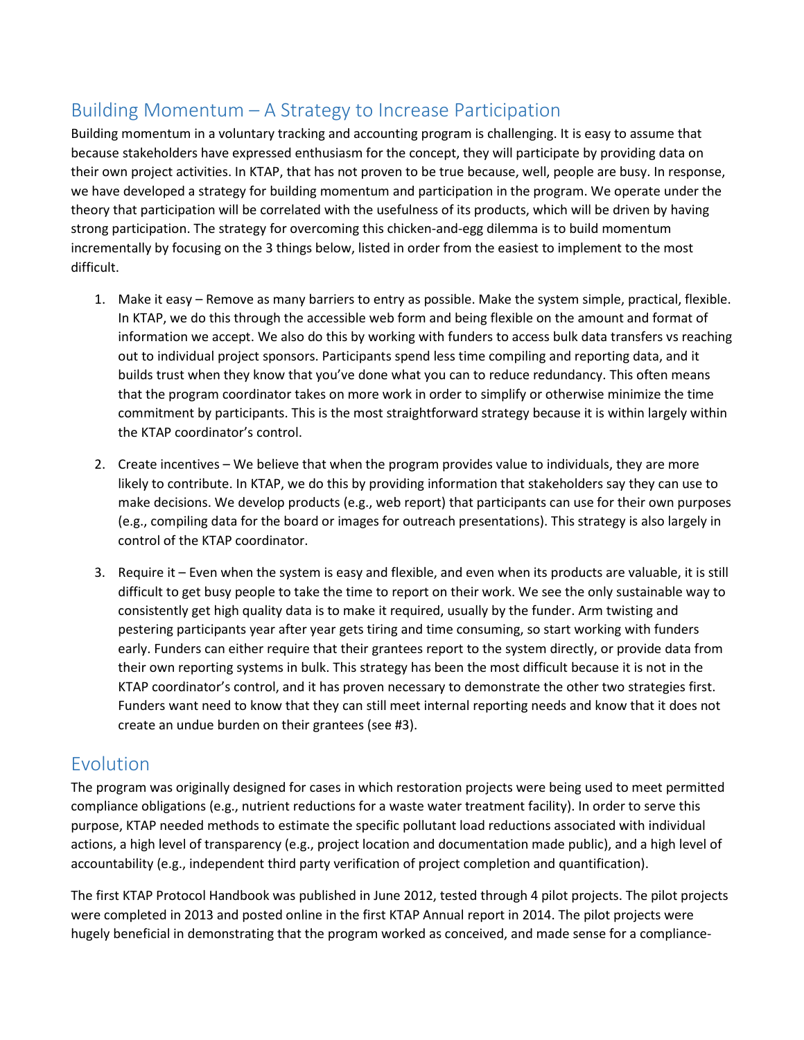## Building Momentum – A Strategy to Increase Participation

Building momentum in a voluntary tracking and accounting program is challenging. It is easy to assume that because stakeholders have expressed enthusiasm for the concept, they will participate by providing data on their own project activities. In KTAP, that has not proven to be true because, well, people are busy. In response, we have developed a strategy for building momentum and participation in the program. We operate under the theory that participation will be correlated with the usefulness of its products, which will be driven by having strong participation. The strategy for overcoming this chicken-and-egg dilemma is to build momentum incrementally by focusing on the 3 things below, listed in order from the easiest to implement to the most difficult.

1. Make it easy – Remove as many barriers to entry as possible. Make the system simple, practical, flexible. In KTAP, we do this through the accessible web form and being flexible on the amount and format of information we accept. We also do this by working with funders to access bulk data transfers vs reaching out to individual project sponsors. Participants spend less time compiling and reporting data, and it builds trust when they know that you've done what you can to reduce redundancy. This often means that the program coordinator takes on more work in order to simplify or otherwise minimize the time commitment by participants. This is the most straightforward strategy because it is within largely within the KTAP coordinator's control.

2. Create incentives – We believe that when the program provides value to individuals, they are more likely to contribute. In KTAP, we do this by providing information that stakeholders say they can use to make decisions. We develop products (e.g., web report) that participants can use for their own purposes (e.g., compiling data for the board or images for outreach presentations). This strategy is also largely in control of the KTAP coordinator.

3. Require it – Even when the system is easy and flexible, and even when its products are valuable, it is still difficult to get busy people to take the time to report on their work. We see the only sustainable way to consistently get high quality data is to make it required, usually by the funder. Arm twisting and pestering participants year after year gets tiring and time consuming, so start working with funders early. Funders can either require that their grantees report to the system directly, or provide data from their own reporting systems in bulk. This strategy has been the most difficult because it is not in the KTAP coordinator's control, and it has proven necessary to demonstrate the other two strategies first. Funders want need to know that they can still meet internal reporting needs and know that it does not create an undue burden on their grantees (see #3).

## Evolution

The program was originally designed for cases in which restoration projects were being used to meet permitted compliance obligations (e.g., nutrient reductions for a waste water treatment facility). In order to serve this purpose, KTAP needed methods to estimate the specific pollutant load reductions associated with individual actions, a high level of transparency (e.g., project location and documentation made public), and a high level of accountability (e.g., independent third party verification of project completion and quantification).

The first KTAP Protocol Handbook was published in June 2012, tested through 4 pilot projects. The pilot projects were completed in 2013 and posted online in the first KTAP Annual report in 2014. The pilot projects were hugely beneficial in demonstrating that the program worked as conceived, and made sense for a compliance-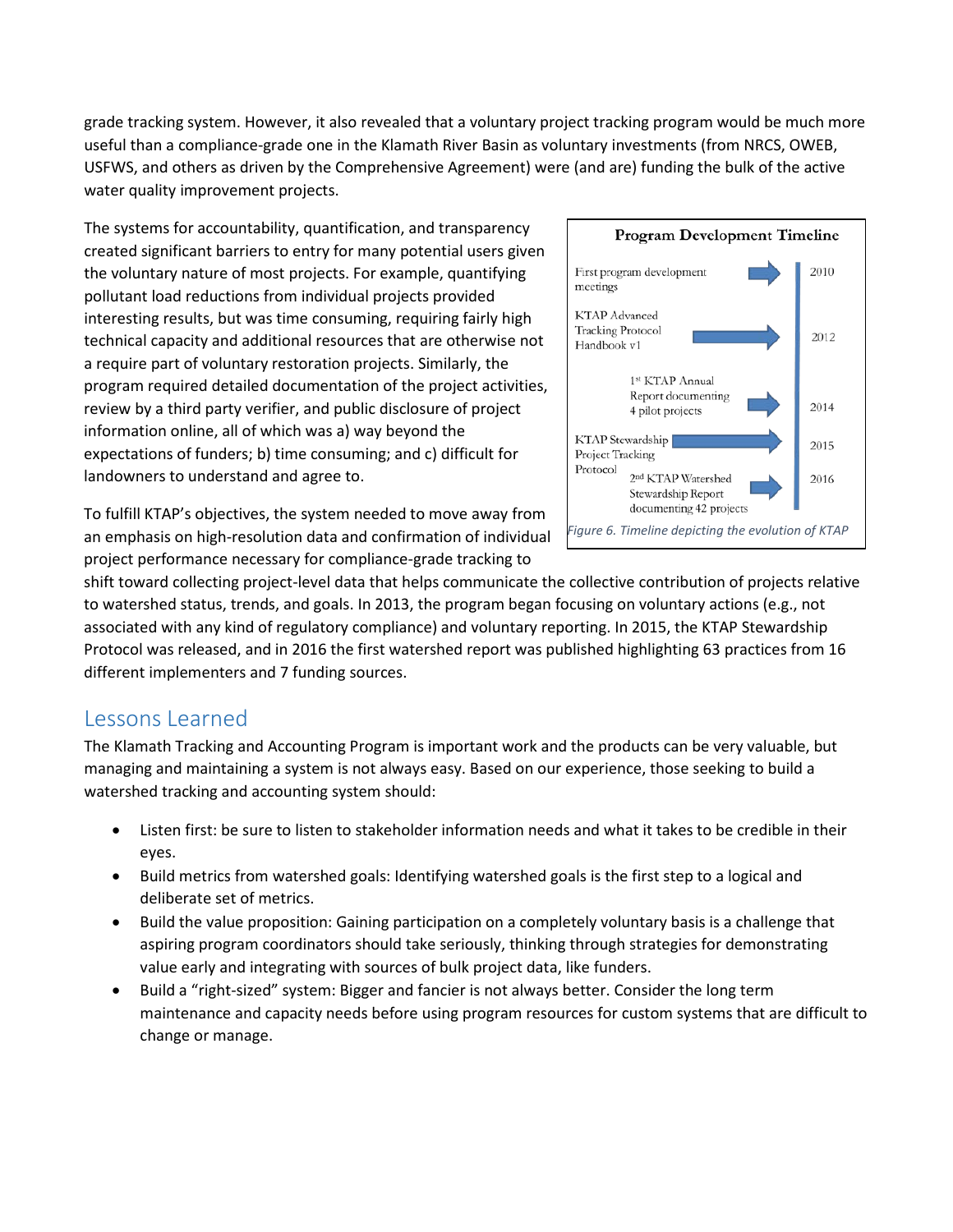grade tracking system. However, it also revealed that a voluntary project tracking program would be much more useful than a compliance-grade one in the Klamath River Basin as voluntary investments (from NRCS, OWEB, USFWS, and others as driven by the Comprehensive Agreement) were (and are) funding the bulk of the active water quality improvement projects.

The systems for accountability, quantification, and transparency created significant barriers to entry for many potential users given the voluntary nature of most projects. For example, quantifying pollutant load reductions from individual projects provided interesting results, but was time consuming, requiring fairly high technical capacity and additional resources that are otherwise not a require part of voluntary restoration projects. Similarly, the program required detailed documentation of the project activities, review by a third party verifier, and public disclosure of project information online, all of which was a) way beyond the expectations of funders; b) time consuming; and c) difficult for landowners to understand and agree to.

**Program Development Timeline**

| Event | Year |
| --- | --- |
| First program development meetings | 2010 |
| KTAP Advanced Tracking Protocol Handbook v1 | 2012 |
| 1st KTAP Annual Report documenting 4 pilot projects | 2014 |
| KTAP Stewardship Project Tracking Protocol | 2015 |
| 2nd KTAP Watershed Stewardship Report documenting 42 projects | 2016 |

*Figure 6. Timeline depicting the evolution of KTAP*

To fulfill KTAP's objectives, the system needed to move away from an emphasis on high-resolution data and confirmation of individual project performance necessary for compliance-grade tracking to shift toward collecting project-level data that helps communicate the collective contribution of projects relative to watershed status, trends, and goals. In 2013, the program began focusing on voluntary actions (e.g., not associated with any kind of regulatory compliance) and voluntary reporting. In 2015, the KTAP Stewardship Protocol was released, and in 2016 the first watershed report was published highlighting 63 practices from 16 different implementers and 7 funding sources.

## Lessons Learned

The Klamath Tracking and Accounting Program is important work and the products can be very valuable, but managing and maintaining a system is not always easy. Based on our experience, those seeking to build a watershed tracking and accounting system should:

- Listen first: be sure to listen to stakeholder information needs and what it takes to be credible in their eyes.
- Build metrics from watershed goals: Identifying watershed goals is the first step to a logical and deliberate set of metrics.
- Build the value proposition: Gaining participation on a completely voluntary basis is a challenge that aspiring program coordinators should take seriously, thinking through strategies for demonstrating value early and integrating with sources of bulk project data, like funders.
- Build a "right-sized" system: Bigger and fancier is not always better. Consider the long term maintenance and capacity needs before using program resources for custom systems that are difficult to change or manage.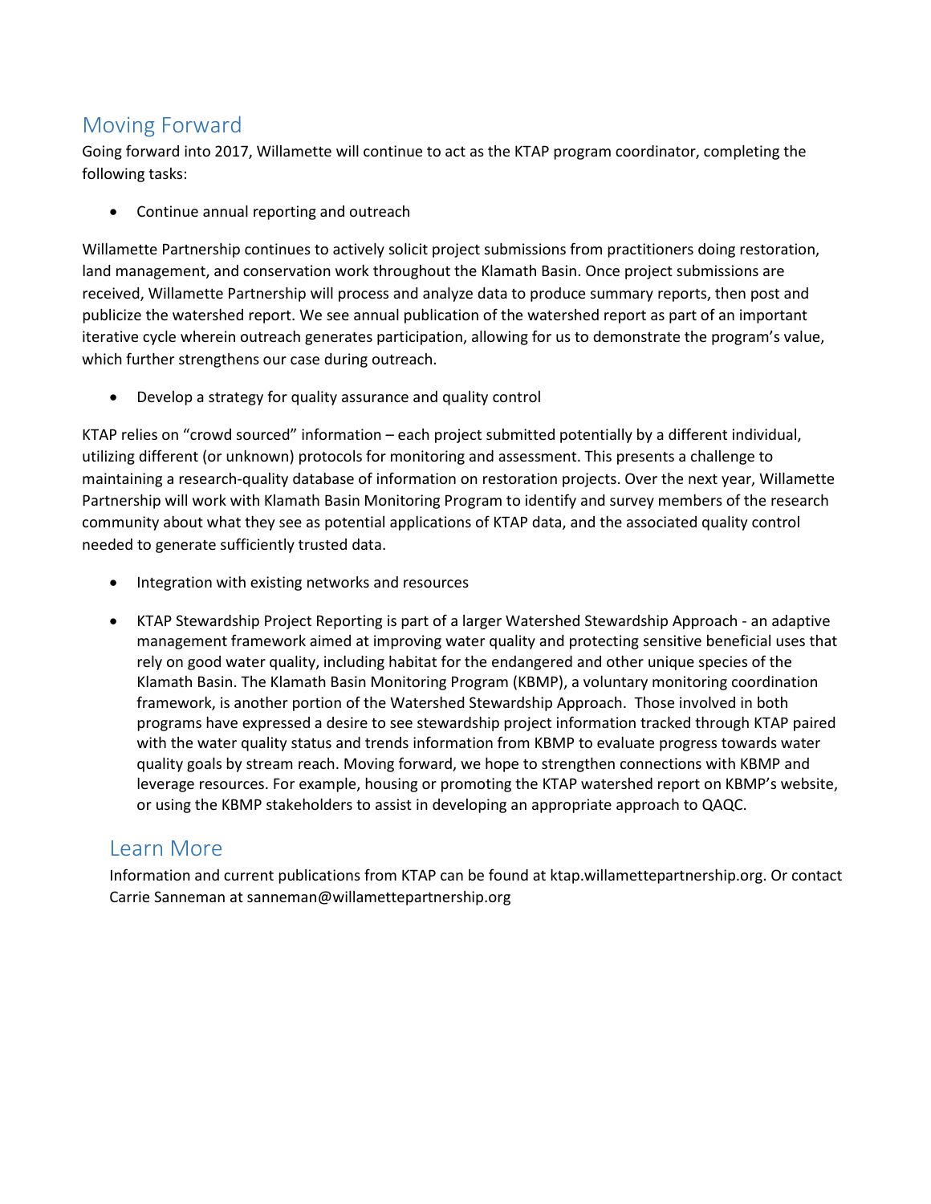## Moving Forward

Going forward into 2017, Willamette will continue to act as the KTAP program coordinator, completing the following tasks:

- Continue annual reporting and outreach

Willamette Partnership continues to actively solicit project submissions from practitioners doing restoration, land management, and conservation work throughout the Klamath Basin. Once project submissions are received, Willamette Partnership will process and analyze data to produce summary reports, then post and publicize the watershed report. We see annual publication of the watershed report as part of an important iterative cycle wherein outreach generates participation, allowing for us to demonstrate the program's value, which further strengthens our case during outreach.

- Develop a strategy for quality assurance and quality control

KTAP relies on "crowd sourced" information – each project submitted potentially by a different individual, utilizing different (or unknown) protocols for monitoring and assessment. This presents a challenge to maintaining a research-quality database of information on restoration projects. Over the next year, Willamette Partnership will work with Klamath Basin Monitoring Program to identify and survey members of the research community about what they see as potential applications of KTAP data, and the associated quality control needed to generate sufficiently trusted data.

- Integration with existing networks and resources

- KTAP Stewardship Project Reporting is part of a larger Watershed Stewardship Approach - an adaptive management framework aimed at improving water quality and protecting sensitive beneficial uses that rely on good water quality, including habitat for the endangered and other unique species of the Klamath Basin. The Klamath Basin Monitoring Program (KBMP), a voluntary monitoring coordination framework, is another portion of the Watershed Stewardship Approach. Those involved in both programs have expressed a desire to see stewardship project information tracked through KTAP paired with the water quality status and trends information from KBMP to evaluate progress towards water quality goals by stream reach. Moving forward, we hope to strengthen connections with KBMP and leverage resources. For example, housing or promoting the KTAP watershed report on KBMP's website, or using the KBMP stakeholders to assist in developing an appropriate approach to QAQC.

## Learn More

Information and current publications from KTAP can be found at ktap.willamettepartnership.org. Or contact Carrie Sanneman at sanneman@willamettepartnership.org